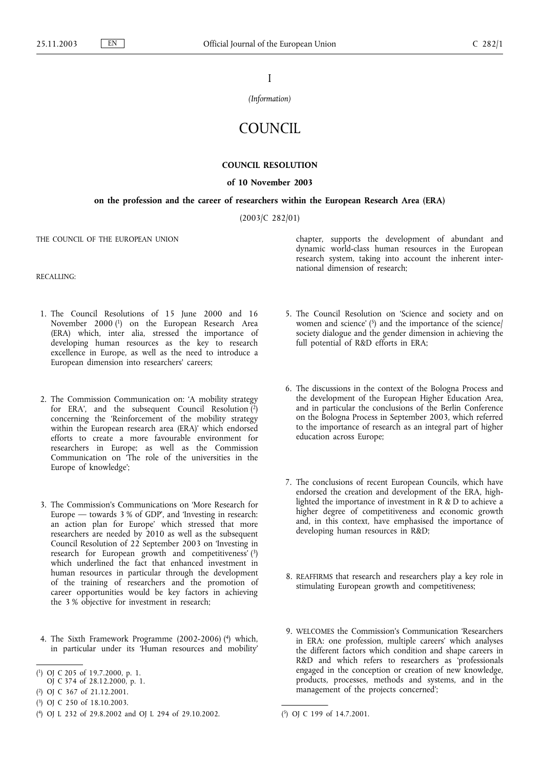I

*(Information)*

# COUNCIL

## COUNCIL RESOLUTION

### of 10 November 2003

### on the profession and the career of researchers within the European Research Area (ERA)

(2003/C 282/01)

THE COUNCIL OF THE EUROPEAN UNION

RECALLING:

1. The Council Resolutions of 15 June 2000 and 16 November 2000 [1] on the European Research Area (ERA) which, inter alia, stressed the importance of developing human resources as the key to research excellence in Europe, as well as the need to introduce a European dimension into researchers' careers;

2. The Commission Communication on: 'A mobility strategy for ERA', and the subsequent Council Resolution [2] concerning the 'Reinforcement of the mobility strategy within the European research area (ERA)' which endorsed efforts to create a more favourable environment for researchers in Europe; as well as the Commission Communication on 'The role of the universities in the Europe of knowledge';

3. The Commission's Communications on 'More Research for Europe — towards 3 % of GDP', and 'Investing in research: an action plan for Europe' which stressed that more researchers are needed by 2010 as well as the subsequent Council Resolution of 22 September 2003 on 'Investing in research for European growth and competitiveness' [3] which underlined the fact that enhanced investment in human resources in particular through the development of the training of researchers and the promotion of career opportunities would be key factors in achieving the 3 % objective for investment in research;

4. The Sixth Framework Programme (2002-2006) [4] which, in particular under its 'Human resources and mobility' chapter, supports the development of abundant and dynamic world-class human resources in the European research system, taking into account the inherent international dimension of research;

5. The Council Resolution on 'Science and society and on women and science' [5] and the importance of the science/society dialogue and the gender dimension in achieving the full potential of R&D efforts in ERA;

6. The discussions in the context of the Bologna Process and the development of the European Higher Education Area, and in particular the conclusions of the Berlin Conference on the Bologna Process in September 2003, which referred to the importance of research as an integral part of higher education across Europe;

7. The conclusions of recent European Councils, which have endorsed the creation and development of the ERA, highlighted the importance of investment in R & D to achieve a higher degree of competitiveness and economic growth and, in this context, have emphasised the importance of developing human resources in R&D;

8. REAFFIRMS that research and researchers play a key role in stimulating European growth and competitiveness;

9. WELCOMES the Commission's Communication 'Researchers in ERA: one profession, multiple careers' which analyses the different factors which condition and shape careers in R&D and which refers to researchers as 'professionals engaged in the conception or creation of new knowledge, products, processes, methods and systems, and in the management of the projects concerned';

---

[1] OJ C 205 of 19.7.2000, p. 1. OJ C 374 of 28.12.2000, p. 1.

[2] OJ C 367 of 21.12.2001.

[3] OJ C 250 of 18.10.2003.

[4] OJ L 232 of 29.8.2002 and OJ L 294 of 29.10.2002.

[5] OJ C 199 of 14.7.2001.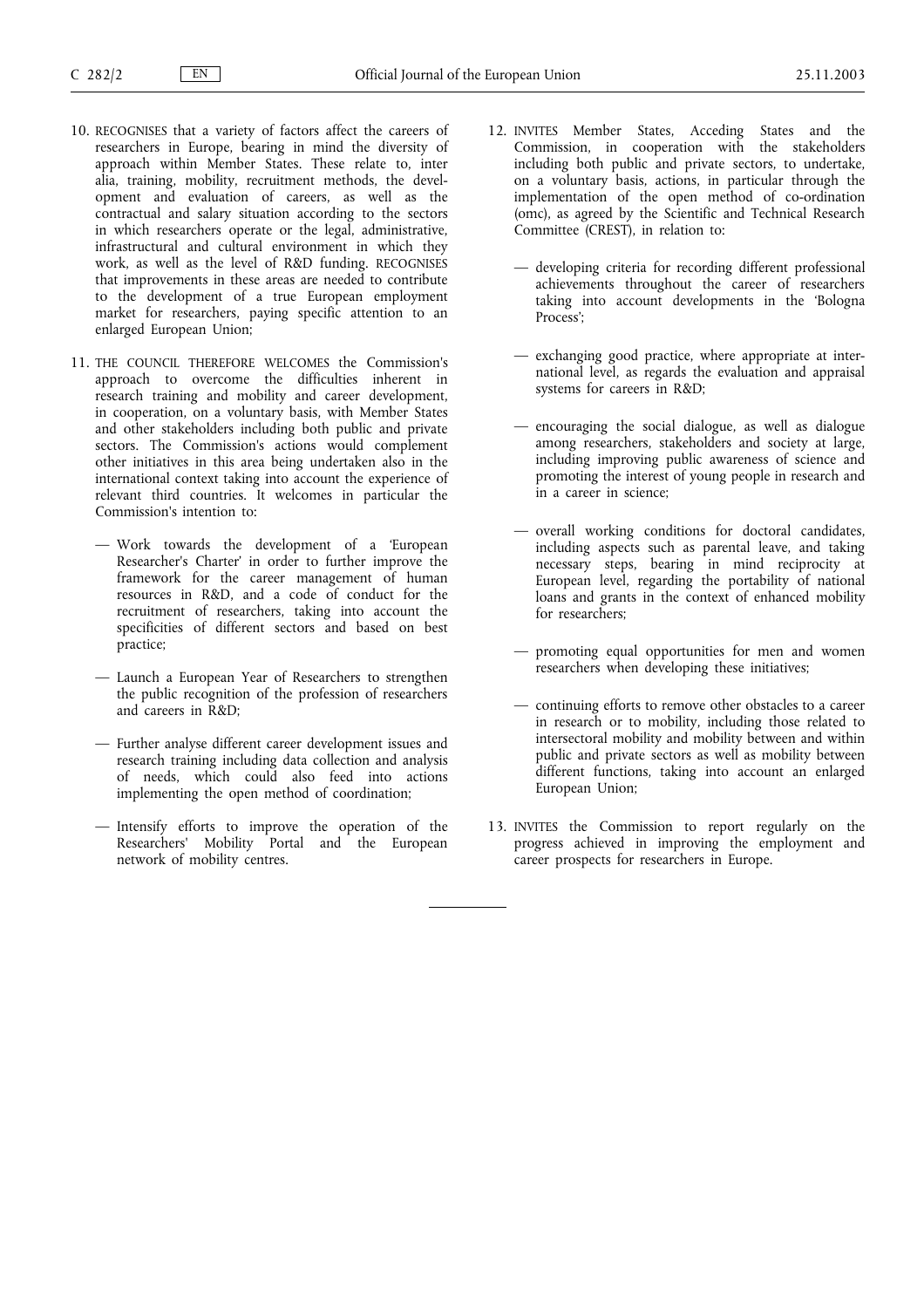10. RECOGNISES that a variety of factors affect the careers of researchers in Europe, bearing in mind the diversity of approach within Member States. These relate to, inter alia, training, mobility, recruitment methods, the development and evaluation of careers, as well as the contractual and salary situation according to the sectors in which researchers operate or the legal, administrative, infrastructural and cultural environment in which they work, as well as the level of R&D funding. RECOGNISES that improvements in these areas are needed to contribute to the development of a true European employment market for researchers, paying specific attention to an enlarged European Union;

11. THE COUNCIL THEREFORE WELCOMES the Commission's approach to overcome the difficulties inherent in research training and mobility and career development, in cooperation, on a voluntary basis, with Member States and other stakeholders including both public and private sectors. The Commission's actions would complement other initiatives in this area being undertaken also in the international context taking into account the experience of relevant third countries. It welcomes in particular the Commission's intention to:

    — Work towards the development of a 'European Researcher's Charter' in order to further improve the framework for the career management of human resources in R&D, and a code of conduct for the recruitment of researchers, taking into account the specificities of different sectors and based on best practice;

    — Launch a European Year of Researchers to strengthen the public recognition of the profession of researchers and careers in R&D;

    — Further analyse different career development issues and research training including data collection and analysis of needs, which could also feed into actions implementing the open method of coordination;

    — Intensify efforts to improve the operation of the Researchers' Mobility Portal and the European network of mobility centres.

12. INVITES Member States, Acceding States and the Commission, in cooperation with the stakeholders including both public and private sectors, to undertake, on a voluntary basis, actions, in particular through the implementation of the open method of co-ordination (omc), as agreed by the Scientific and Technical Research Committee (CREST), in relation to:

    — developing criteria for recording different professional achievements throughout the career of researchers taking into account developments in the 'Bologna Process';

    — exchanging good practice, where appropriate at international level, as regards the evaluation and appraisal systems for careers in R&D;

    — encouraging the social dialogue, as well as dialogue among researchers, stakeholders and society at large, including improving public awareness of science and promoting the interest of young people in research and in a career in science;

    — overall working conditions for doctoral candidates, including aspects such as parental leave, and taking necessary steps, bearing in mind reciprocity at European level, regarding the portability of national loans and grants in the context of enhanced mobility for researchers;

    — promoting equal opportunities for men and women researchers when developing these initiatives;

    — continuing efforts to remove other obstacles to a career in research or to mobility, including those related to intersectoral mobility and mobility between and within public and private sectors as well as mobility between different functions, taking into account an enlarged European Union;

13. INVITES the Commission to report regularly on the progress achieved in improving the employment and career prospects for researchers in Europe.